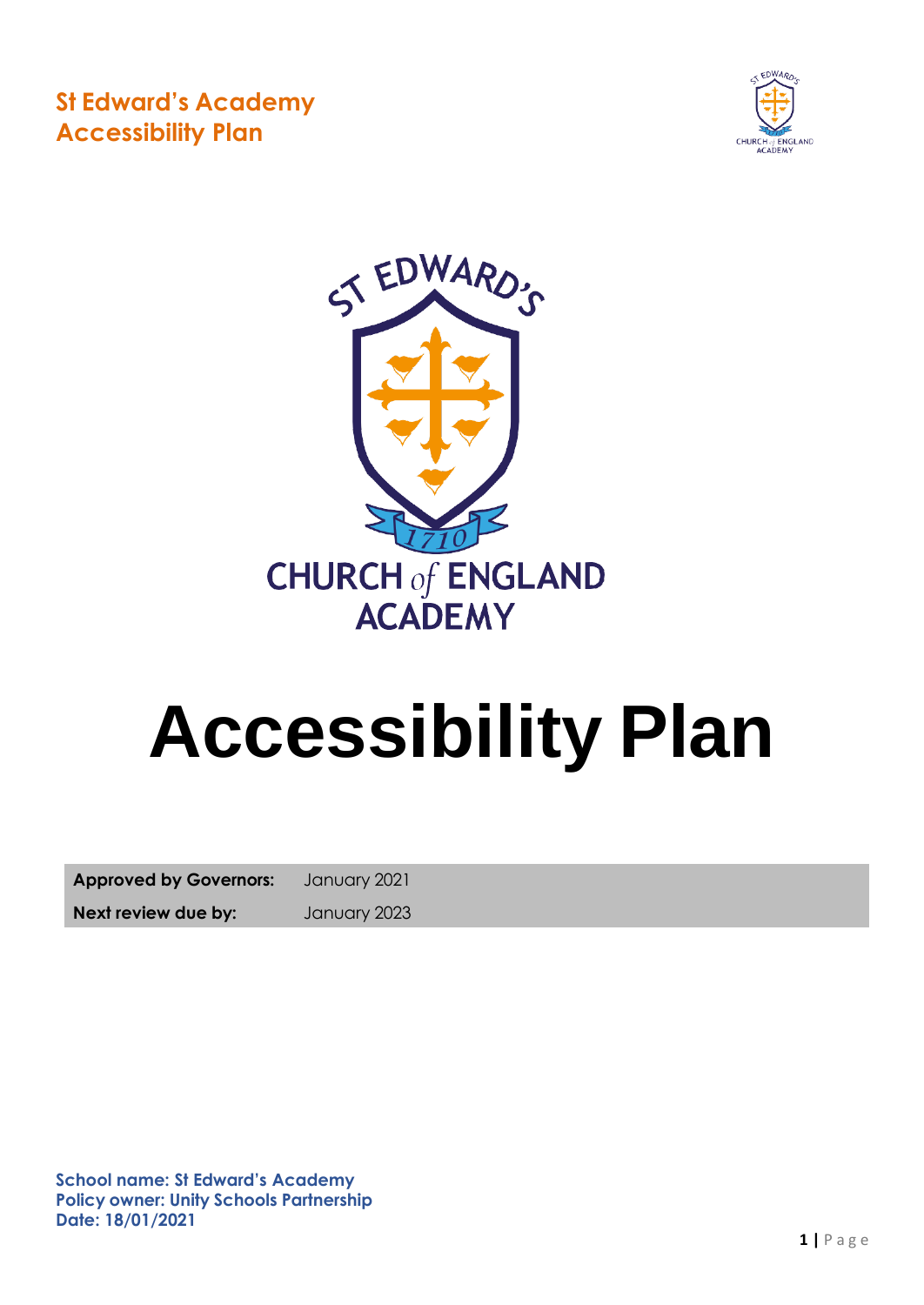**St Edward's Academy**
**Accessibility Plan**

ST EDWARD'S
1710
CHURCH of ENGLAND
ACADEMY

# Accessibility Plan

| **Approved by Governors:** | January 2021 |
| --- | --- |
| **Next review due by:** | January 2023 |

**School name: St Edward's Academy**
**Policy owner: Unity Schools Partnership**
**Date: 18/01/2021**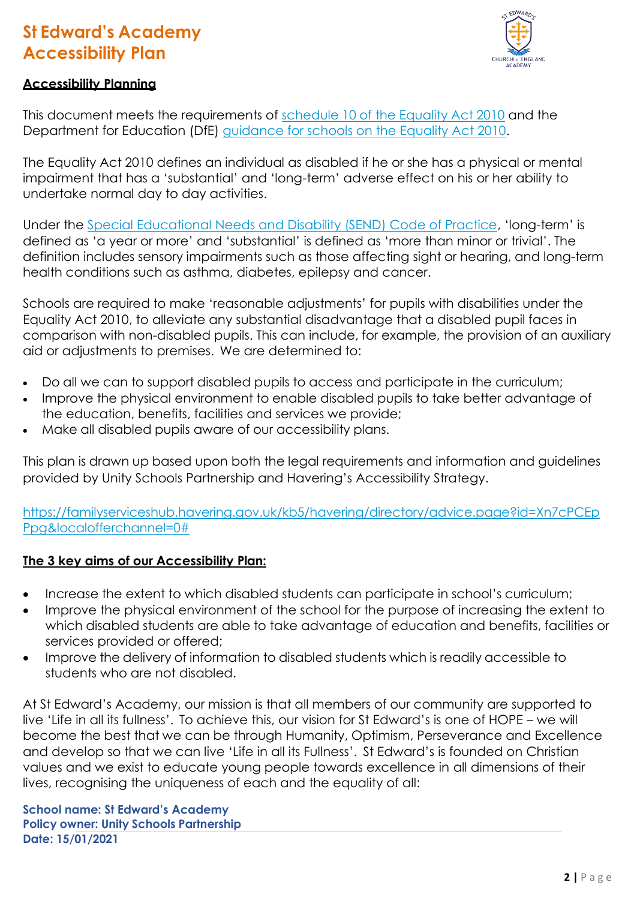# St Edward's Academy
# Accessibility Plan

## Accessibility Planning

This document meets the requirements of schedule 10 of the Equality Act 2010 and the Department for Education (DfE) guidance for schools on the Equality Act 2010.

The Equality Act 2010 defines an individual as disabled if he or she has a physical or mental impairment that has a 'substantial' and 'long-term' adverse effect on his or her ability to undertake normal day to day activities.

Under the Special Educational Needs and Disability (SEND) Code of Practice, 'long-term' is defined as 'a year or more' and 'substantial' is defined as 'more than minor or trivial'. The definition includes sensory impairments such as those affecting sight or hearing, and long-term health conditions such as asthma, diabetes, epilepsy and cancer.

Schools are required to make 'reasonable adjustments' for pupils with disabilities under the Equality Act 2010, to alleviate any substantial disadvantage that a disabled pupil faces in comparison with non-disabled pupils. This can include, for example, the provision of an auxiliary aid or adjustments to premises. We are determined to:

- Do all we can to support disabled pupils to access and participate in the curriculum;
- Improve the physical environment to enable disabled pupils to take better advantage of the education, benefits, facilities and services we provide;
- Make all disabled pupils aware of our accessibility plans.

This plan is drawn up based upon both the legal requirements and information and guidelines provided by Unity Schools Partnership and Havering's Accessibility Strategy.

https://familyserviceshub.havering.gov.uk/kb5/havering/directory/advice.page?id=Xn7cPCEpPpg&localofferchannel=0#

## The 3 key aims of our Accessibility Plan:

- Increase the extent to which disabled students can participate in school's curriculum;
- Improve the physical environment of the school for the purpose of increasing the extent to which disabled students are able to take advantage of education and benefits, facilities or services provided or offered;
- Improve the delivery of information to disabled students which is readily accessible to students who are not disabled.

At St Edward's Academy, our mission is that all members of our community are supported to live 'Life in all its fullness'. To achieve this, our vision for St Edward's is one of HOPE – we will become the best that we can be through Humanity, Optimism, Perseverance and Excellence and develop so that we can live 'Life in all its Fullness'. St Edward's is founded on Christian values and we exist to educate young people towards excellence in all dimensions of their lives, recognising the uniqueness of each and the equality of all:

**School name: St Edward's Academy**
**Policy owner: Unity Schools Partnership**
**Date: 15/01/2021**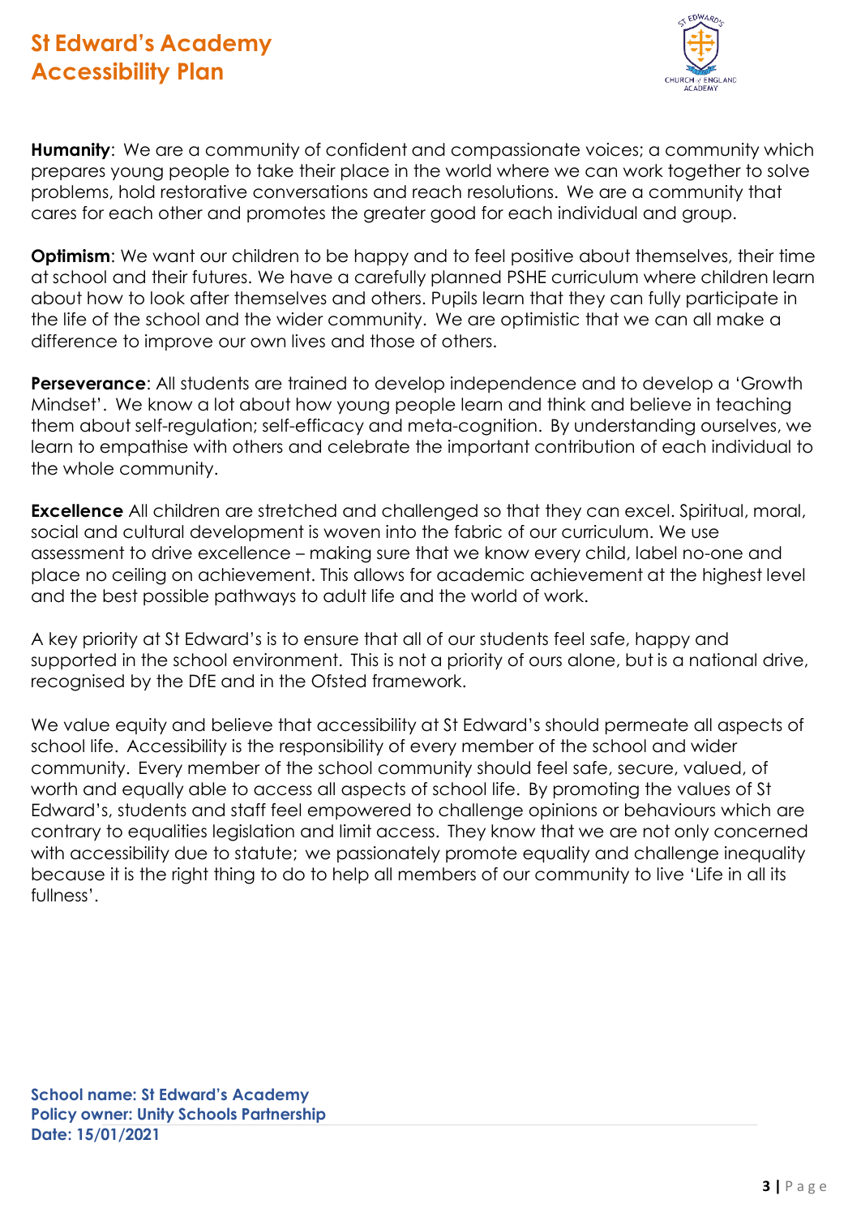**Humanity**: We are a community of confident and compassionate voices; a community which prepares young people to take their place in the world where we can work together to solve problems, hold restorative conversations and reach resolutions. We are a community that cares for each other and promotes the greater good for each individual and group.

**Optimism**: We want our children to be happy and to feel positive about themselves, their time at school and their futures. We have a carefully planned PSHE curriculum where children learn about how to look after themselves and others. Pupils learn that they can fully participate in the life of the school and the wider community. We are optimistic that we can all make a difference to improve our own lives and those of others.

**Perseverance**: All students are trained to develop independence and to develop a 'Growth Mindset'. We know a lot about how young people learn and think and believe in teaching them about self-regulation; self-efficacy and meta-cognition. By understanding ourselves, we learn to empathise with others and celebrate the important contribution of each individual to the whole community.

**Excellence** All children are stretched and challenged so that they can excel. Spiritual, moral, social and cultural development is woven into the fabric of our curriculum. We use assessment to drive excellence – making sure that we know every child, label no-one and place no ceiling on achievement. This allows for academic achievement at the highest level and the best possible pathways to adult life and the world of work.

A key priority at St Edward's is to ensure that all of our students feel safe, happy and supported in the school environment. This is not a priority of ours alone, but is a national drive, recognised by the DfE and in the Ofsted framework.

We value equity and believe that accessibility at St Edward's should permeate all aspects of school life. Accessibility is the responsibility of every member of the school and wider community. Every member of the school community should feel safe, secure, valued, of worth and equally able to access all aspects of school life. By promoting the values of St Edward's, students and staff feel empowered to challenge opinions or behaviours which are contrary to equalities legislation and limit access. They know that we are not only concerned with accessibility due to statute; we passionately promote equality and challenge inequality because it is the right thing to do to help all members of our community to live 'Life in all its fullness'.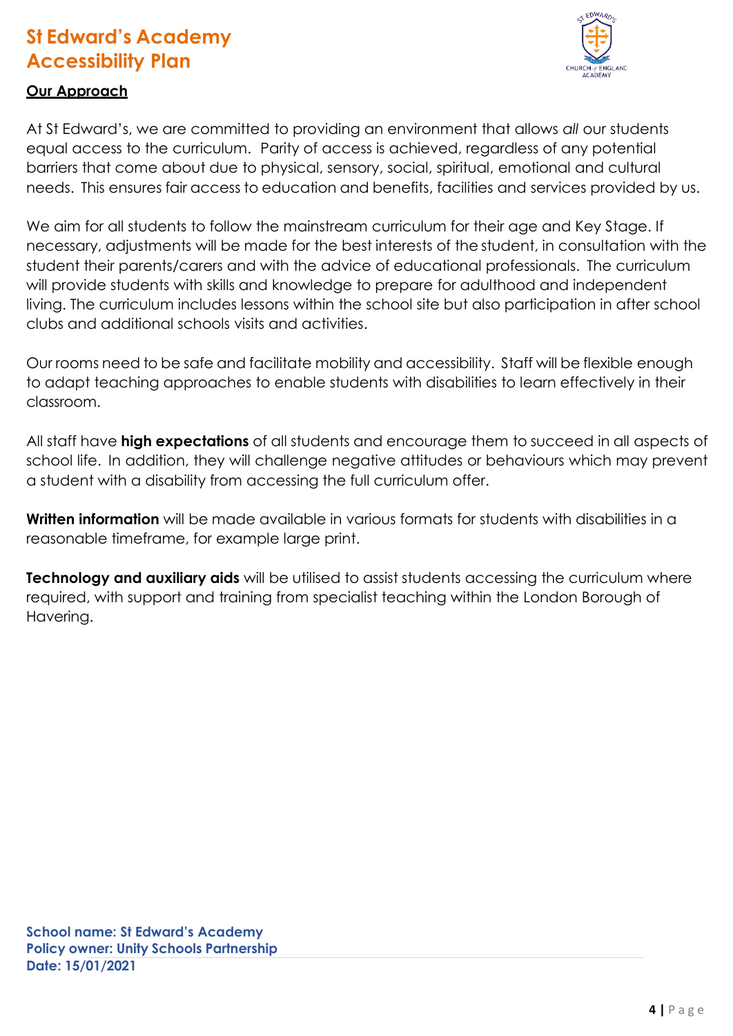# St Edward's Academy Accessibility Plan

**Our Approach**

At St Edward's, we are committed to providing an environment that allows *all* our students equal access to the curriculum. Parity of access is achieved, regardless of any potential barriers that come about due to physical, sensory, social, spiritual, emotional and cultural needs. This ensures fair access to education and benefits, facilities and services provided by us.

We aim for all students to follow the mainstream curriculum for their age and Key Stage. If necessary, adjustments will be made for the best interests of the student, in consultation with the student their parents/carers and with the advice of educational professionals. The curriculum will provide students with skills and knowledge to prepare for adulthood and independent living. The curriculum includes lessons within the school site but also participation in after school clubs and additional schools visits and activities.

Our rooms need to be safe and facilitate mobility and accessibility. Staff will be flexible enough to adapt teaching approaches to enable students with disabilities to learn effectively in their classroom.

All staff have **high expectations** of all students and encourage them to succeed in all aspects of school life. In addition, they will challenge negative attitudes or behaviours which may prevent a student with a disability from accessing the full curriculum offer.

**Written information** will be made available in various formats for students with disabilities in a reasonable timeframe, for example large print.

**Technology and auxiliary aids** will be utilised to assist students accessing the curriculum where required, with support and training from specialist teaching within the London Borough of Havering.

**School name: St Edward's Academy**
**Policy owner: Unity Schools Partnership**
**Date: 15/01/2021**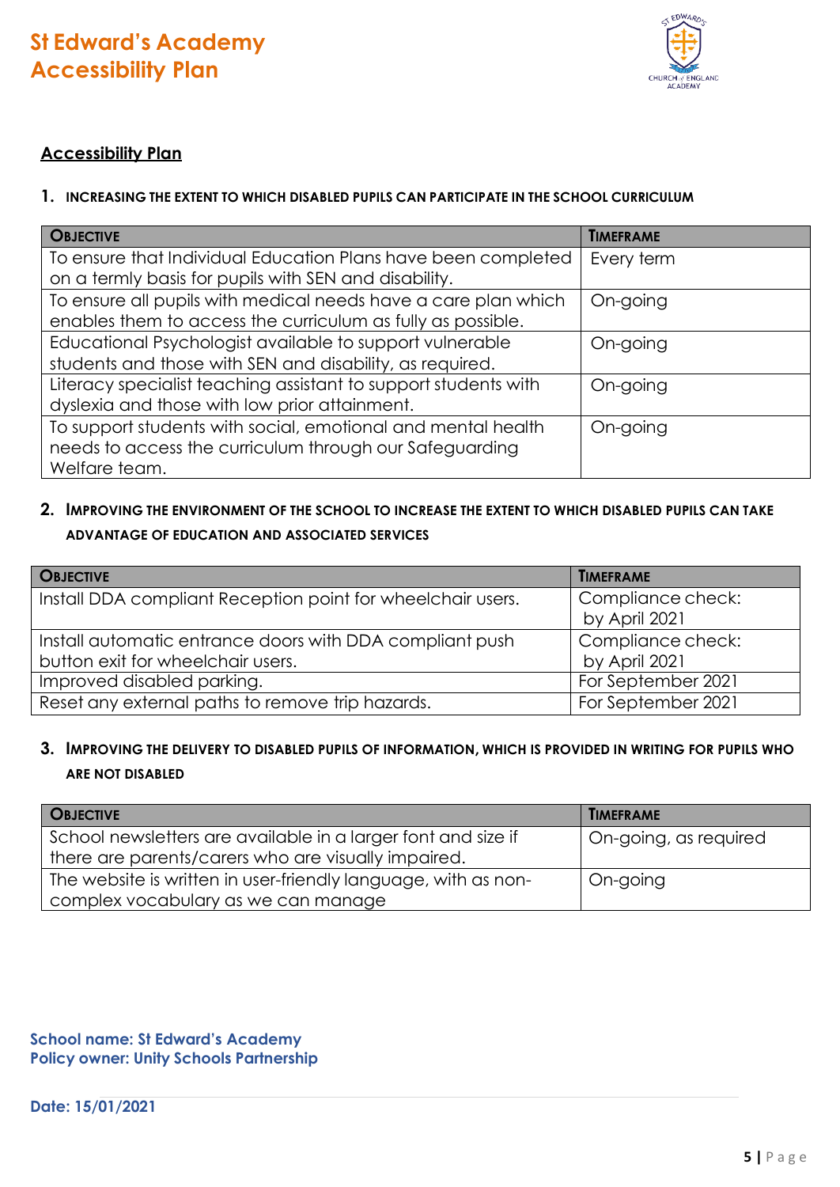# St Edward's Academy
# Accessibility Plan

## Accessibility Plan

### 1. INCREASING THE EXTENT TO WHICH DISABLED PUPILS CAN PARTICIPATE IN THE SCHOOL CURRICULUM

| OBJECTIVE | TIMEFRAME |
|---|---|
| To ensure that Individual Education Plans have been completed on a termly basis for pupils with SEN and disability. | Every term |
| To ensure all pupils with medical needs have a care plan which enables them to access the curriculum as fully as possible. | On-going |
| Educational Psychologist available to support vulnerable students and those with SEN and disability, as required. | On-going |
| Literacy specialist teaching assistant to support students with dyslexia and those with low prior attainment. | On-going |
| To support students with social, emotional and mental health needs to access the curriculum through our Safeguarding Welfare team. | On-going |

### 2. IMPROVING THE ENVIRONMENT OF THE SCHOOL TO INCREASE THE EXTENT TO WHICH DISABLED PUPILS CAN TAKE ADVANTAGE OF EDUCATION AND ASSOCIATED SERVICES

| OBJECTIVE | TIMEFRAME |
|---|---|
| Install DDA compliant Reception point for wheelchair users. | Compliance check: by April 2021 |
| Install automatic entrance doors with DDA compliant push button exit for wheelchair users. | Compliance check: by April 2021 |
| Improved disabled parking. | For September 2021 |
| Reset any external paths to remove trip hazards. | For September 2021 |

### 3. IMPROVING THE DELIVERY TO DISABLED PUPILS OF INFORMATION, WHICH IS PROVIDED IN WRITING FOR PUPILS WHO ARE NOT DISABLED

| OBJECTIVE | TIMEFRAME |
|---|---|
| School newsletters are available in a larger font and size if there are parents/carers who are visually impaired. | On-going, as required |
| The website is written in user-friendly language, with as non-complex vocabulary as we can manage | On-going |

**School name: St Edward's Academy**
**Policy owner: Unity Schools Partnership**

**Date: 15/01/2021**